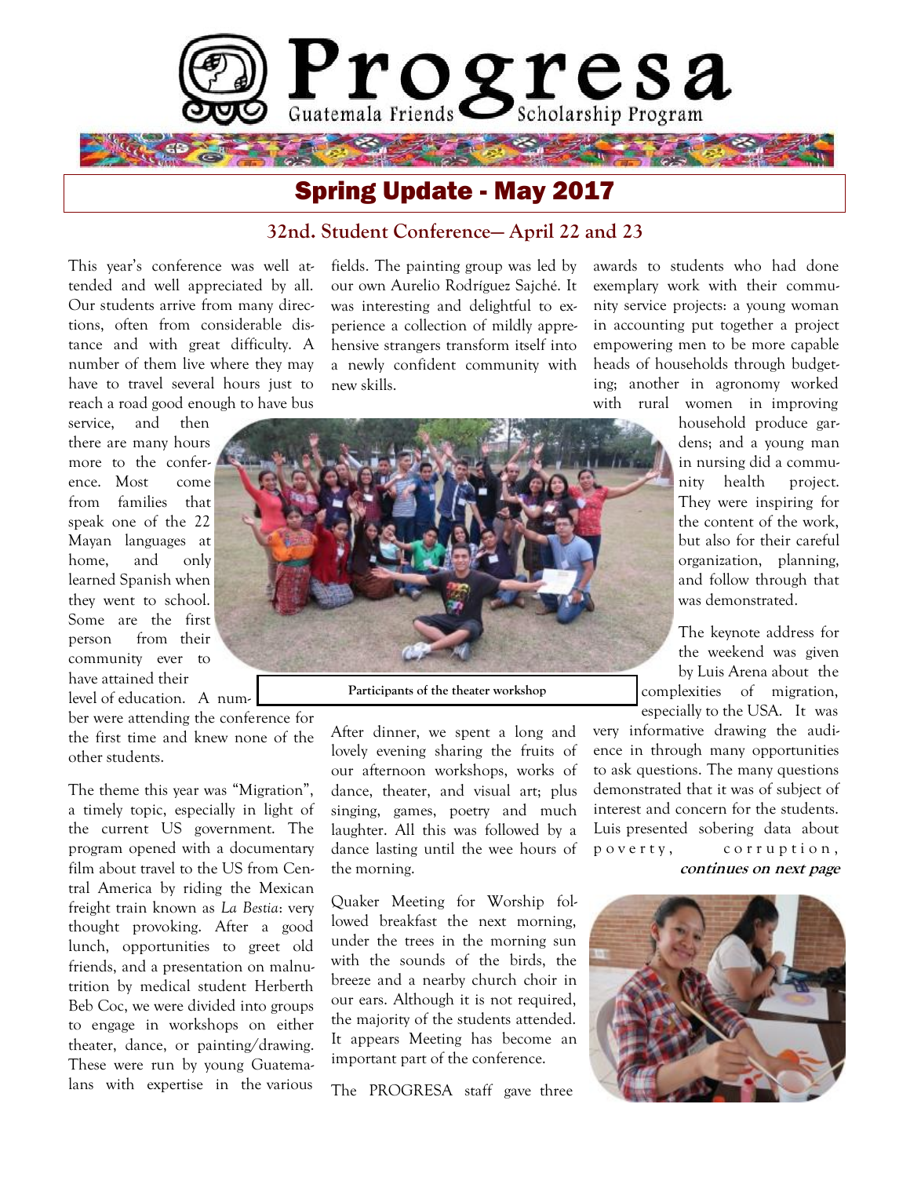# Progresa

Guatemala Friends Scholarship Program

## Spring Update - May 2017

### 32nd. Student Conference— April 22 and 23

This year's conference was well attended and well appreciated by all. Our students arrive from many directions, often from considerable distance and with great difficulty. A number of them live where they may have to travel several hours just to reach a road good enough to have bus service, and then there are many hours more to the conference. Most come from families that speak one of the 22 Mayan languages at home, and only learned Spanish when they went to school. Some are the first person from their community ever to have attained their level of education. A number were attending the conference for the first time and knew none of the other students.

The theme this year was "Migration", a timely topic, especially in light of the current US government. The program opened with a documentary film about travel to the US from Central America by riding the Mexican freight train known as *La Bestia*: very thought provoking. After a good lunch, opportunities to greet old friends, and a presentation on malnutrition by medical student Herberth Beb Coc, we were divided into groups to engage in workshops on either theater, dance, or painting/drawing. These were run by young Guatemalans with expertise in the various fields. The painting group was led by our own Aurelio Rodríguez Sajché. It was interesting and delightful to experience a collection of mildly apprehensive strangers transform itself into a newly confident community with new skills.

**Participants of the theater workshop**

After dinner, we spent a long and lovely evening sharing the fruits of our afternoon workshops, works of dance, theater, and visual art; plus singing, games, poetry and much laughter. All this was followed by a dance lasting until the wee hours of the morning.

Quaker Meeting for Worship followed breakfast the next morning, under the trees in the morning sun with the sounds of the birds, the breeze and a nearby church choir in our ears. Although it is not required, the majority of the students attended. It appears Meeting has become an important part of the conference.

The PROGRESA staff gave three awards to students who had done exemplary work with their community service projects: a young woman in accounting put together a project empowering men to be more capable heads of households through budgeting; another in agronomy worked with rural women in improving household produce gardens; and a young man in nursing did a community health project. They were inspiring for the content of the work, but also for their careful organization, planning, and follow through that was demonstrated.

The keynote address for the weekend was given by Luis Arena about the complexities of migration, especially to the USA. It was very informative drawing the audience in through many opportunities to ask questions. The many questions demonstrated that it was of subject of interest and concern for the students. Luis presented sobering data about poverty, corruption,

***continues on next page***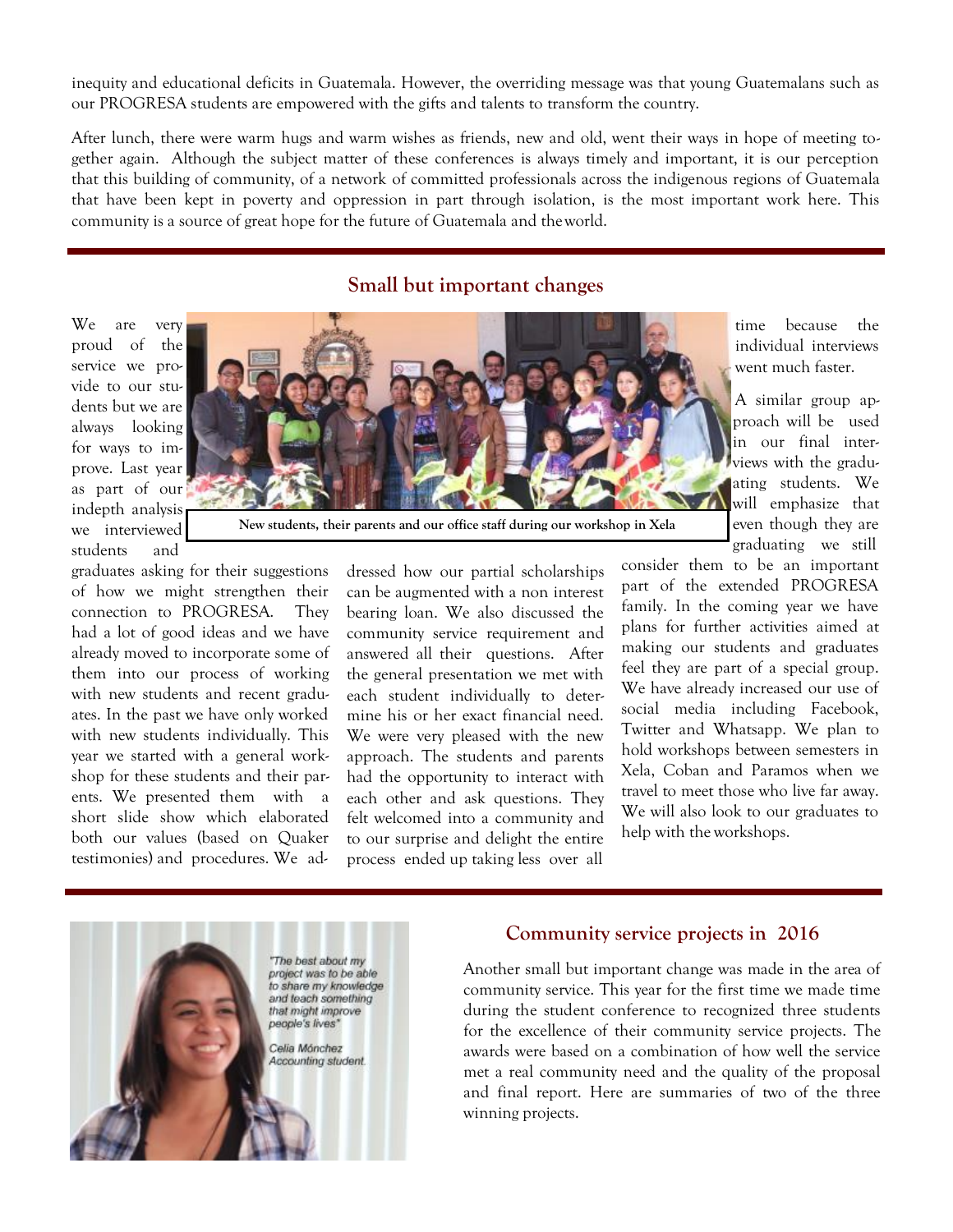inequity and educational deficits in Guatemala. However, the overriding message was that young Guatemalans such as our PROGRESA students are empowered with the gifts and talents to transform the country.

After lunch, there were warm hugs and warm wishes as friends, new and old, went their ways in hope of meeting together again. Although the subject matter of these conferences is always timely and important, it is our perception that this building of community, of a network of committed professionals across the indigenous regions of Guatemala that have been kept in poverty and oppression in part through isolation, is the most important work here. This community is a source of great hope for the future of Guatemala and the world.

## Small but important changes

**New students, their parents and our office staff during our workshop in Xela**

We are very proud of the service we provide to our students but we are always looking for ways to improve. Last year as part of our indepth analysis we interviewed students and graduates asking for their suggestions of how we might strengthen their connection to PROGRESA. They had a lot of good ideas and we have already moved to incorporate some of them into our process of working with new students and recent graduates. In the past we have only worked with new students individually. This year we started with a general workshop for these students and their parents. We presented them with a short slide show which elaborated both our values (based on Quaker testimonies) and procedures. We addressed how our partial scholarships can be augmented with a non interest bearing loan. We also discussed the community service requirement and answered all their questions. After the general presentation we met with each student individually to determine his or her exact financial need. We were very pleased with the new approach. The students and parents had the opportunity to interact with each other and ask questions. They felt welcomed into a community and to our surprise and delight the entire process ended up taking less over all time because the individual interviews went much faster.

A similar group approach will be used in our final interviews with the graduating students. We will emphasize that even though they are graduating we still consider them to be an important part of the extended PROGRESA family. In the coming year we have plans for further activities aimed at making our students and graduates feel they are part of a special group. We have already increased our use of social media including Facebook, Twitter and Whatsapp. We plan to hold workshops between semesters in Xela, Coban and Paramos when we travel to meet those who live far away. We will also look to our graduates to help with the workshops.

*"The best about my project was to be able to share my knowledge and teach something that might improve people's lives"*

*Celia Mónchez*
*Accounting student*

## Community service projects in 2016

Another small but important change was made in the area of community service. This year for the first time we made time during the student conference to recognized three students for the excellence of their community service projects. The awards were based on a combination of how well the service met a real community need and the quality of the proposal and final report. Here are summaries of two of the three winning projects.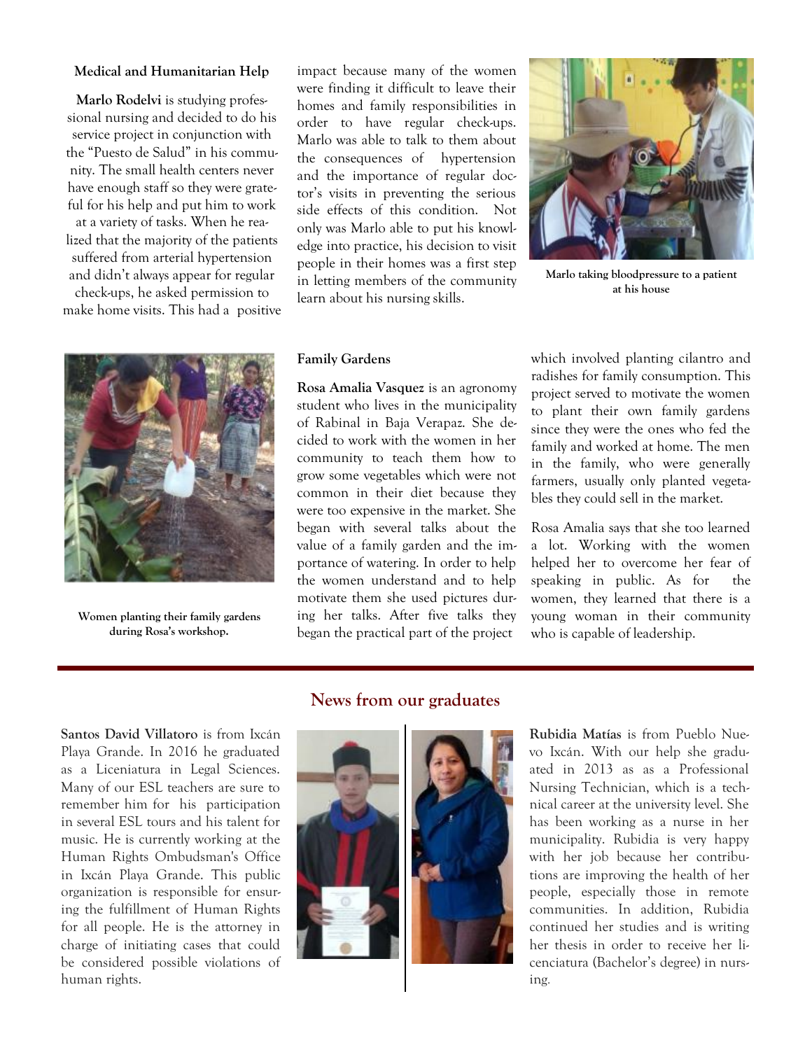### Medical and Humanitarian Help

**Marlo Rodelvi** is studying professional nursing and decided to do his service project in conjunction with the "Puesto de Salud" in his community. The small health centers never have enough staff so they were grateful for his help and put him to work at a variety of tasks. When he realized that the majority of the patients suffered from arterial hypertension and didn't always appear for regular check-ups, he asked permission to make home visits. This had a positive impact because many of the women were finding it difficult to leave their homes and family responsibilities in order to have regular check-ups. Marlo was able to talk to them about the consequences of hypertension and the importance of regular doctor's visits in preventing the serious side effects of this condition. Not only was Marlo able to put his knowledge into practice, his decision to visit people in their homes was a first step in letting members of the community learn about his nursing skills.

**Marlo taking bloodpressure to a patient at his house**

### Family Gardens

**Rosa Amalia Vasquez** is an agronomy student who lives in the municipality of Rabinal in Baja Verapaz. She decided to work with the women in her community to teach them how to grow some vegetables which were not common in their diet because they were too expensive in the market. She began with several talks about the value of a family garden and the importance of watering. In order to help the women understand and to help motivate them she used pictures during her talks. After five talks they began the practical part of the project which involved planting cilantro and radishes for family consumption. This project served to motivate the women to plant their own family gardens since they were the ones who fed the family and worked at home. The men in the family, who were generally farmers, usually only planted vegetables they could sell in the market.

Rosa Amalia says that she too learned a lot. Working with the women helped her to overcome her fear of speaking in public. As for the women, they learned that there is a young woman in their community who is capable of leadership.

**Women planting their family gardens during Rosa's workshop.**

## News from our graduates

**Santos David Villatoro** is from Ixcán Playa Grande. In 2016 he graduated as a Liceniatura in Legal Sciences. Many of our ESL teachers are sure to remember him for his participation in several ESL tours and his talent for music. He is currently working at the Human Rights Ombudsman's Office in Ixcán Playa Grande. This public organization is responsible for ensuring the fulfillment of Human Rights for all people. He is the attorney in charge of initiating cases that could be considered possible violations of human rights.

**Rubidia Matías** is from Pueblo Nuevo Ixcán. With our help she graduated in 2013 as as a Professional Nursing Technician, which is a technical career at the university level. She has been working as a nurse in her municipality. Rubidia is very happy with her job because her contributions are improving the health of her people, especially those in remote communities. In addition, Rubidia continued her studies and is writing her thesis in order to receive her licenciatura (Bachelor's degree) in nursing.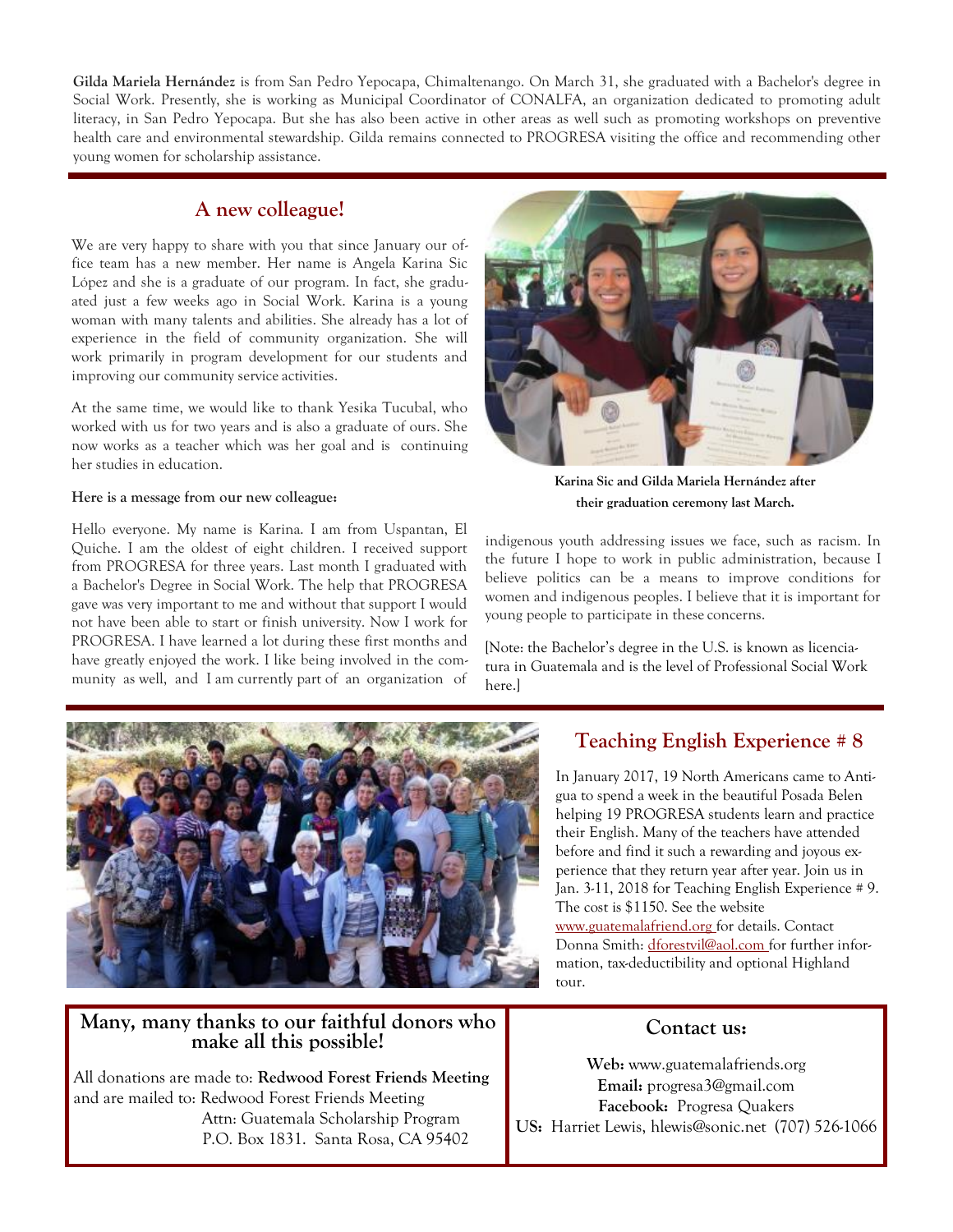**Gilda Mariela Hernández** is from San Pedro Yepocapa, Chimaltenango. On March 31, she graduated with a Bachelor's degree in Social Work. Presently, she is working as Municipal Coordinator of CONALFA, an organization dedicated to promoting adult literacy, in San Pedro Yepocapa. But she has also been active in other areas as well such as promoting workshops on preventive health care and environmental stewardship. Gilda remains connected to PROGRESA visiting the office and recommending other young women for scholarship assistance.

## A new colleague!

We are very happy to share with you that since January our office team has a new member. Her name is Angela Karina Sic López and she is a graduate of our program. In fact, she graduated just a few weeks ago in Social Work. Karina is a young woman with many talents and abilities. She already has a lot of experience in the field of community organization. She will work primarily in program development for our students and improving our community service activities.

At the same time, we would like to thank Yesika Tucubal, who worked with us for two years and is also a graduate of ours. She now works as a teacher which was her goal and is continuing her studies in education.

**Here is a message from our new colleague:**

Hello everyone. My name is Karina. I am from Uspantan, El Quiche. I am the oldest of eight children. I received support from PROGRESA for three years. Last month I graduated with a Bachelor's Degree in Social Work. The help that PROGRESA gave was very important to me and without that support I would not have been able to start or finish university. Now I work for PROGRESA. I have learned a lot during these first months and have greatly enjoyed the work. I like being involved in the community as well, and I am currently part of an organization of indigenous youth addressing issues we face, such as racism. In the future I hope to work in public administration, because I believe politics can be a means to improve conditions for women and indigenous peoples. I believe that it is important for young people to participate in these concerns.

**Karina Sic and Gilda Mariela Hernández after their graduation ceremony last March.**

[Note: the Bachelor's degree in the U.S. is known as licenciatura in Guatemala and is the level of Professional Social Work here.]

## Teaching English Experience # 8

In January 2017, 19 North Americans came to Antigua to spend a week in the beautiful Posada Belen helping 19 PROGRESA students learn and practice their English. Many of the teachers have attended before and find it such a rewarding and joyous experience that they return year after year. Join us in Jan. 3-11, 2018 for Teaching English Experience # 9. The cost is $1150. See the website www.guatemalafriend.org for details. Contact Donna Smith: dforestvil@aol.com for further information, tax-deductibility and optional Highland tour.

## Many, many thanks to our faithful donors who make all this possible!

All donations are made to: **Redwood Forest Friends Meeting** and are mailed to: Redwood Forest Friends Meeting
Attn: Guatemala Scholarship Program
P.O. Box 1831. Santa Rosa, CA 95402

## Contact us:

**Web:** www.guatemalafriends.org
**Email:** progresa3@gmail.com
**Facebook:** Progresa Quakers
**US:** Harriet Lewis, hlewis@sonic.net (707) 526-1066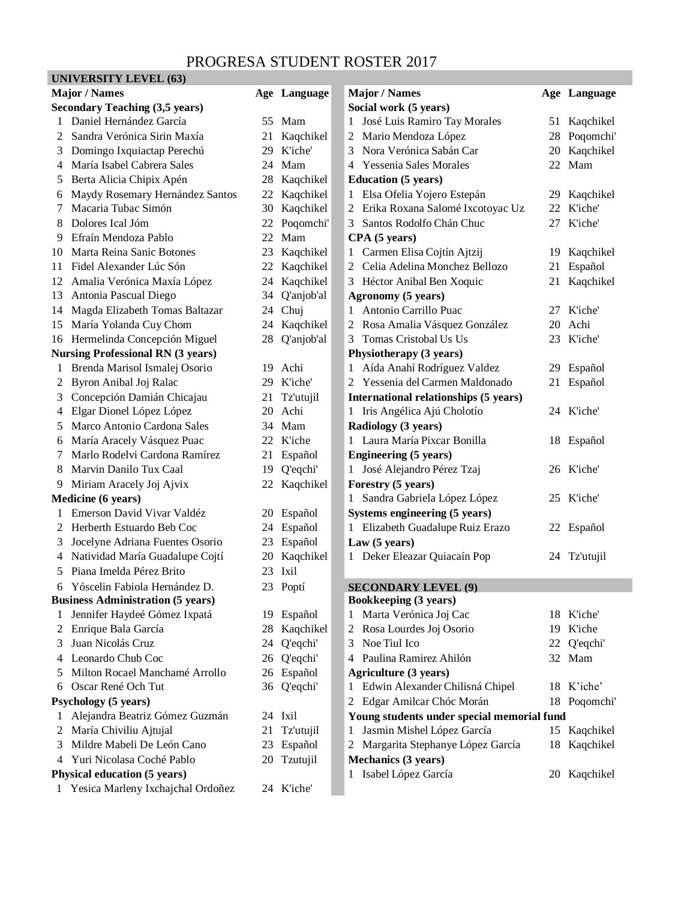# PROGRESA STUDENT ROSTER 2017

## UNIVERSITY LEVEL (63)

| Major / Names | Age | Language |
|---|---|---|
| **Secondary Teaching (3,5 years)** | | |
| 1 Daniel Hernández García | 55 | Mam |
| 2 Sandra Verónica Sirin Maxía | 21 | Kaqchikel |
| 3 Domingo Ixquiactap Perechú | 29 | K'iche' |
| 4 María Isabel Cabrera Sales | 24 | Mam |
| 5 Berta Alicia Chipix Apén | 28 | Kaqchikel |
| 6 Maydy Rosemary Hernández Santos | 22 | Kaqchikel |
| 7 Macaria Tubac Simón | 30 | Kaqchikel |
| 8 Dolores Ical Jóm | 22 | Poqomchi' |
| 9 Efraín Mendoza Pablo | 22 | Mam |
| 10 Marta Reina Sanic Botones | 23 | Kaqchikel |
| 11 Fidel Alexander Lúc Són | 22 | Kaqchikel |
| 12 Amalia Verónica Maxía López | 24 | Kaqchikel |
| 13 Antonia Pascual Diego | 34 | Q'anjob'al |
| 14 Magda Elizabeth Tomas Baltazar | 24 | Chuj |
| 15 María Yolanda Cuy Chom | 24 | Kaqchikel |
| 16 Hermelinda Concepción Miguel | 28 | Q'anjob'al |
| **Nursing Professional RN (3 years)** | | |
| 1 Brenda Marisol Ismalej Osorio | 19 | Achi |
| 2 Byron Anibal Joj Ralac | 29 | K'iche' |
| 3 Concepción Damián Chicajau | 21 | Tz'utujil |
| 4 Elgar Dionel López López | 20 | Achi |
| 5 Marco Antonio Cardona Sales | 34 | Mam |
| 6 María Aracely Vásquez Puac | 22 | K'iche |
| 7 Marlo Rodelvi Cardona Ramírez | 21 | Español |
| 8 Marvin Danilo Tux Caal | 19 | Q'eqchi' |
| 9 Miriam Aracely Joj Ajvix | 22 | Kaqchikel |
| **Medicine (6 years)** | | |
| 1 Emerson David Vivar Valdéz | 20 | Español |
| 2 Herberth Estuardo Beb Coc | 24 | Español |
| 3 Jocelyne Adriana Fuentes Osorio | 23 | Español |
| 4 Natividad María Guadalupe Cojtí | 20 | Kaqchikel |
| 5 Piana Imelda Pérez Brito | 23 | Ixil |
| 6 Yóscelin Fabiola Hernández D. | 23 | Poptí |
| **Business Administration (5 years)** | | |
| 1 Jennifer Haydeé Gómez Ixpatá | 19 | Español |
| 2 Enrique Bala García | 28 | Kaqchikel |
| 3 Juan Nicolás Cruz | 24 | Q'eqchi' |
| 4 Leonardo Chub Coc | 26 | Q'eqchi' |
| 5 Milton Rocael Manchamé Arrollo | 26 | Español |
| 6 Oscar René Och Tut | 36 | Q'eqchi' |
| **Psychology (5 years)** | | |
| 1 Alejandra Beatriz Gómez Guzmán | 24 | Ixil |
| 2 María Chiviliu Ajtujal | 21 | Tz'utujil |
| 3 Mildre Mabeli De León Cano | 23 | Español |
| 4 Yuri Nicolasa Coché Pablo | 20 | Tzutujil |
| **Physical education (5 years)** | | |
| 1 Yesica Marleny Ixchajchal Ordoñez | 24 | K'iche' |
| **Social work (5 years)** | | |
| 1 José Luis Ramiro Tay Morales | 51 | Kaqchikel |
| 2 Mario Mendoza López | 28 | Poqomchi' |
| 3 Nora Verónica Sabán Car | 20 | Kaqchikel |
| 4 Yessenia Sales Morales | 22 | Mam |
| **Education (5 years)** | | |
| 1 Elsa Ofelia Yojero Estepán | 29 | Kaqchikel |
| 2 Erika Roxana Salomé Ixcotoyac Uz | 22 | K'iche' |
| 3 Santos Rodolfo Chán Chuc | 27 | K'iche' |
| **CPA (5 years)** | | |
| 1 Carmen Elisa Cojtín Ajtzij | 19 | Kaqchikel |
| 2 Celia Adelina Monchez Bellozo | 21 | Español |
| 3 Héctor Anibal Ben Xoquic | 21 | Kaqchikel |
| **Agronomy (5 years)** | | |
| 1 Antonio Carrillo Puac | 27 | K'iche' |
| 2 Rosa Amalia Vásquez González | 20 | Achi |
| 3 Tomas Cristobal Us Us | 23 | K'iche' |
| **Physiotherapy (3 years)** | | |
| 1 Aída Anahí Rodríguez Valdez | 29 | Español |
| 2 Yessenia del Carmen Maldonado | 21 | Español |
| **International relationships (5 years)** | | |
| 1 Iris Angélica Ajú Cholotío | 24 | K'iche' |
| **Radiology (3 years)** | | |
| 1 Laura María Pixcar Bonilla | 18 | Español |
| **Engineering (5 years)** | | |
| 1 José Alejandro Pérez Tzaj | 26 | K'iche' |
| **Forestry (5 years)** | | |
| 1 Sandra Gabriela López López | 25 | K'iche' |
| **Systems engineering (5 years)** | | |
| 1 Elizabeth Guadalupe Ruiz Erazo | 22 | Español |
| **Law (5 years)** | | |
| 1 Deker Eleazar Quiacaín Pop | 24 | Tz'utujil |

## SECONDARY LEVEL (9)

| Major / Names | Age | Language |
|---|---|---|
| **Bookkeeping (3 years)** | | |
| 1 Marta Verónica Joj Cac | 18 | K'iche' |
| 2 Rosa Lourdes Joj Osorio | 19 | K'iche |
| 3 Noe Tiul Ico | 22 | Q'eqchi' |
| 4 Paulina Ramirez Ahilón | 32 | Mam |
| **Agriculture (3 years)** | | |
| 1 Edwin Alexander Chilisná Chipel | 18 | K'iche' |
| 2 Edgar Amilcar Chóc Morán | 18 | Poqomchi' |
| **Young students under special memorial fund** | | |
| 1 Jasmin Mishel López García | 15 | Kaqchikel |
| 2 Margarita Stephanye López García | 18 | Kaqchikel |
| **Mechanics (3 years)** | | |
| 1 Isabel López García | 20 | Kaqchikel |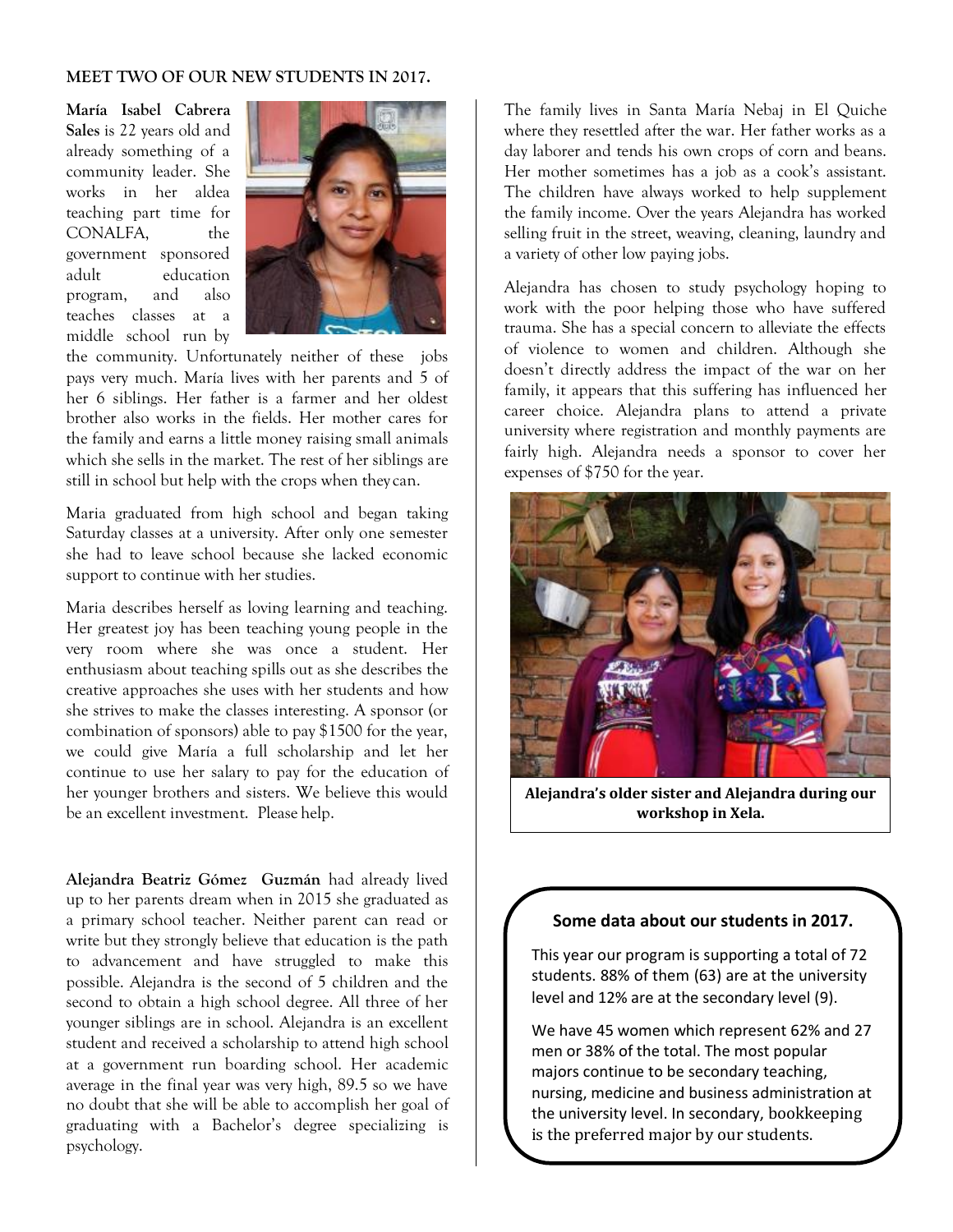**MEET TWO OF OUR NEW STUDENTS IN 2017.**

**María Isabel Cabrera Sales** is 22 years old and already something of a community leader. She works in her aldea teaching part time for CONALFA, the government sponsored adult education program, and also teaches classes at a middle school run by the community. Unfortunately neither of these jobs pays very much. María lives with her parents and 5 of her 6 siblings. Her father is a farmer and her oldest brother also works in the fields. Her mother cares for the family and earns a little money raising small animals which she sells in the market. The rest of her siblings are still in school but help with the crops when they can.

Maria graduated from high school and began taking Saturday classes at a university. After only one semester she had to leave school because she lacked economic support to continue with her studies.

Maria describes herself as loving learning and teaching. Her greatest joy has been teaching young people in the very room where she was once a student. Her enthusiasm about teaching spills out as she describes the creative approaches she uses with her students and how she strives to make the classes interesting. A sponsor (or combination of sponsors) able to pay $1500 for the year, we could give María a full scholarship and let her continue to use her salary to pay for the education of her younger brothers and sisters. We believe this would be an excellent investment. Please help.

**Alejandra Beatriz Gómez Guzmán** had already lived up to her parents dream when in 2015 she graduated as a primary school teacher. Neither parent can read or write but they strongly believe that education is the path to advancement and have struggled to make this possible. Alejandra is the second of 5 children and the second to obtain a high school degree. All three of her younger siblings are in school. Alejandra is an excellent student and received a scholarship to attend high school at a government run boarding school. Her academic average in the final year was very high, 89.5 so we have no doubt that she will be able to accomplish her goal of graduating with a Bachelor's degree specializing is psychology.

The family lives in Santa María Nebaj in El Quiche where they resettled after the war. Her father works as a day laborer and tends his own crops of corn and beans. Her mother sometimes has a job as a cook's assistant. The children have always worked to help supplement the family income. Over the years Alejandra has worked selling fruit in the street, weaving, cleaning, laundry and a variety of other low paying jobs.

Alejandra has chosen to study psychology hoping to work with the poor helping those who have suffered trauma. She has a special concern to alleviate the effects of violence to women and children. Although she doesn't directly address the impact of the war on her family, it appears that this suffering has influenced her career choice. Alejandra plans to attend a private university where registration and monthly payments are fairly high. Alejandra needs a sponsor to cover her expenses of $750 for the year.

**Alejandra's older sister and Alejandra during our workshop in Xela.**

### Some data about our students in 2017.

This year our program is supporting a total of 72 students. 88% of them (63) are at the university level and 12% are at the secondary level (9).

We have 45 women which represent 62% and 27 men or 38% of the total. The most popular majors continue to be secondary teaching, nursing, medicine and business administration at the university level. In secondary, bookkeeping is the preferred major by our students.